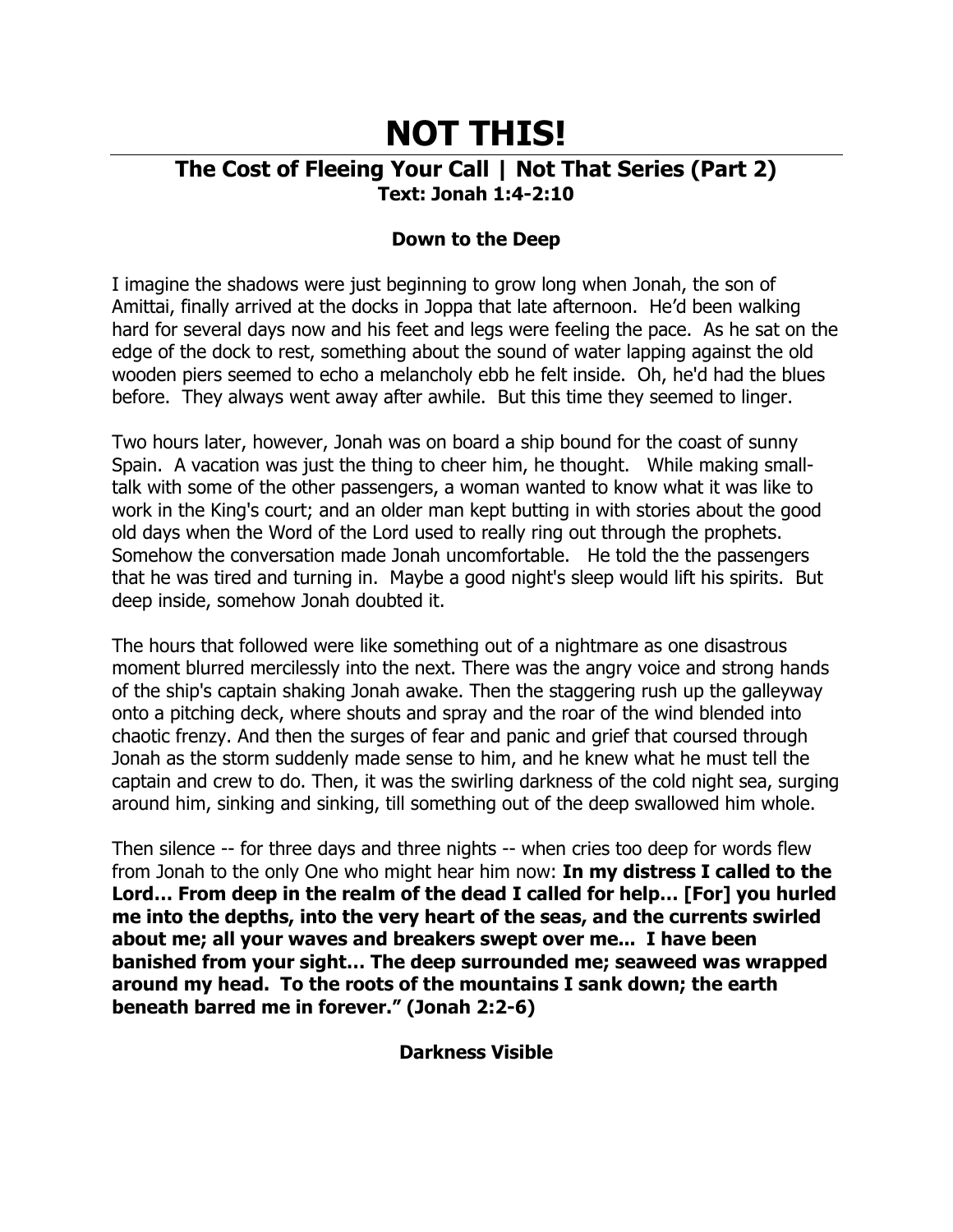# NOT THIS!

## The Cost of Fleeing Your Call | Not That Series (Part 2)

**Text: Jonah 1:4-2:10**

### Down to the Deep

I imagine the shadows were just beginning to grow long when Jonah, the son of Amittai, finally arrived at the docks in Joppa that late afternoon. He'd been walking hard for several days now and his feet and legs were feeling the pace. As he sat on the edge of the dock to rest, something about the sound of water lapping against the old wooden piers seemed to echo a melancholy ebb he felt inside. Oh, he'd had the blues before. They always went away after awhile. But this time they seemed to linger.

Two hours later, however, Jonah was on board a ship bound for the coast of sunny Spain. A vacation was just the thing to cheer him, he thought. While making small-talk with some of the other passengers, a woman wanted to know what it was like to work in the King's court; and an older man kept butting in with stories about the good old days when the Word of the Lord used to really ring out through the prophets. Somehow the conversation made Jonah uncomfortable. He told the the passengers that he was tired and turning in. Maybe a good night's sleep would lift his spirits. But deep inside, somehow Jonah doubted it.

The hours that followed were like something out of a nightmare as one disastrous moment blurred mercilessly into the next. There was the angry voice and strong hands of the ship's captain shaking Jonah awake. Then the staggering rush up the galleyway onto a pitching deck, where shouts and spray and the roar of the wind blended into chaotic frenzy. And then the surges of fear and panic and grief that coursed through Jonah as the storm suddenly made sense to him, and he knew what he must tell the captain and crew to do. Then, it was the swirling darkness of the cold night sea, surging around him, sinking and sinking, till something out of the deep swallowed him whole.

Then silence -- for three days and three nights -- when cries too deep for words flew from Jonah to the only One who might hear him now: **In my distress I called to the Lord… From deep in the realm of the dead I called for help… [For] you hurled me into the depths, into the very heart of the seas, and the currents swirled about me; all your waves and breakers swept over me... I have been banished from your sight… The deep surrounded me; seaweed was wrapped around my head. To the roots of the mountains I sank down; the earth beneath barred me in forever." (Jonah 2:2-6)**

### Darkness Visible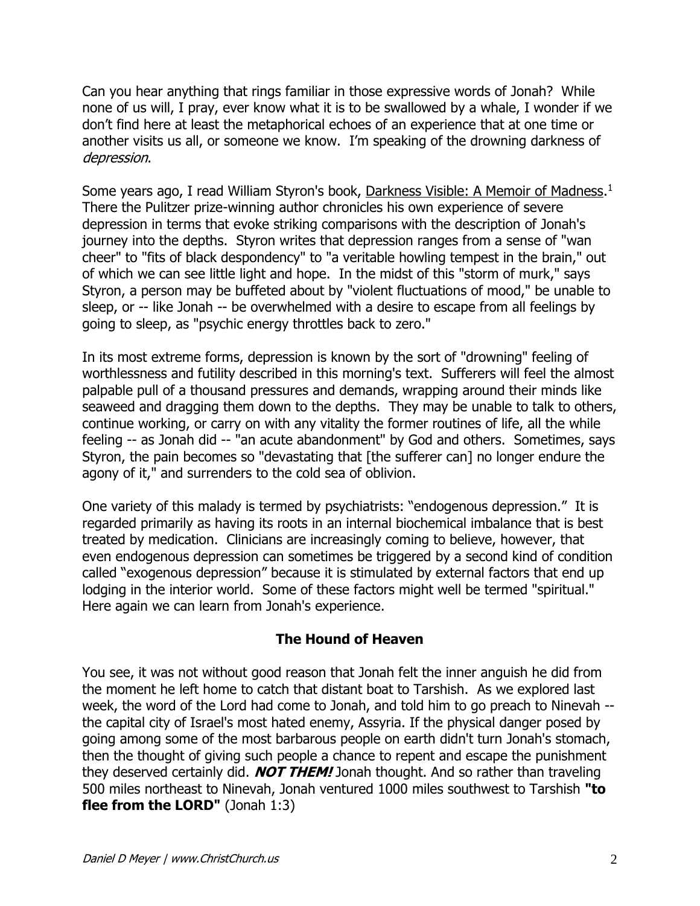Can you hear anything that rings familiar in those expressive words of Jonah? While none of us will, I pray, ever know what it is to be swallowed by a whale, I wonder if we don't find here at least the metaphorical echoes of an experience that at one time or another visits us all, or someone we know. I'm speaking of the drowning darkness of *depression*.

Some years ago, I read William Styron's book, Darkness Visible: A Memoir of Madness.[1] There the Pulitzer prize-winning author chronicles his own experience of severe depression in terms that evoke striking comparisons with the description of Jonah's journey into the depths. Styron writes that depression ranges from a sense of "wan cheer" to "fits of black despondency" to "a veritable howling tempest in the brain," out of which we can see little light and hope. In the midst of this "storm of murk," says Styron, a person may be buffeted about by "violent fluctuations of mood," be unable to sleep, or -- like Jonah -- be overwhelmed with a desire to escape from all feelings by going to sleep, as "psychic energy throttles back to zero."

In its most extreme forms, depression is known by the sort of "drowning" feeling of worthlessness and futility described in this morning's text. Sufferers will feel the almost palpable pull of a thousand pressures and demands, wrapping around their minds like seaweed and dragging them down to the depths. They may be unable to talk to others, continue working, or carry on with any vitality the former routines of life, all the while feeling -- as Jonah did -- "an acute abandonment" by God and others. Sometimes, says Styron, the pain becomes so "devastating that [the sufferer can] no longer endure the agony of it," and surrenders to the cold sea of oblivion.

One variety of this malady is termed by psychiatrists: "endogenous depression." It is regarded primarily as having its roots in an internal biochemical imbalance that is best treated by medication. Clinicians are increasingly coming to believe, however, that even endogenous depression can sometimes be triggered by a second kind of condition called "exogenous depression" because it is stimulated by external factors that end up lodging in the interior world. Some of these factors might well be termed "spiritual." Here again we can learn from Jonah's experience.

## The Hound of Heaven

You see, it was not without good reason that Jonah felt the inner anguish he did from the moment he left home to catch that distant boat to Tarshish. As we explored last week, the word of the Lord had come to Jonah, and told him to go preach to Ninevah -- the capital city of Israel's most hated enemy, Assyria. If the physical danger posed by going among some of the most barbarous people on earth didn't turn Jonah's stomach, then the thought of giving such people a chance to repent and escape the punishment they deserved certainly did. ***NOT THEM!*** Jonah thought. And so rather than traveling 500 miles northeast to Ninevah, Jonah ventured 1000 miles southwest to Tarshish **"to flee from the LORD"** (Jonah 1:3)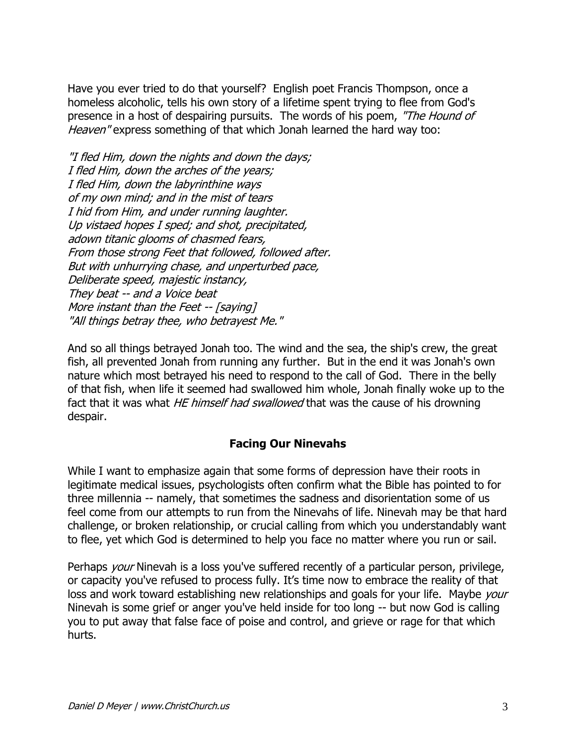Have you ever tried to do that yourself? English poet Francis Thompson, once a homeless alcoholic, tells his own story of a lifetime spent trying to flee from God's presence in a host of despairing pursuits. The words of his poem, *"The Hound of Heaven"* express something of that which Jonah learned the hard way too:

*"I fled Him, down the nights and down the days;*
*I fled Him, down the arches of the years;*
*I fled Him, down the labyrinthine ways*
*of my own mind; and in the mist of tears*
*I hid from Him, and under running laughter.*
*Up vistaed hopes I sped; and shot, precipitated,*
*adown titanic glooms of chasmed fears,*
*From those strong Feet that followed, followed after.*
*But with unhurrying chase, and unperturbed pace,*
*Deliberate speed, majestic instancy,*
*They beat -- and a Voice beat*
*More instant than the Feet -- [saying]*
*"All things betray thee, who betrayest Me."*

And so all things betrayed Jonah too. The wind and the sea, the ship's crew, the great fish, all prevented Jonah from running any further. But in the end it was Jonah's own nature which most betrayed his need to respond to the call of God. There in the belly of that fish, when life it seemed had swallowed him whole, Jonah finally woke up to the fact that it was what *HE himself had swallowed* that was the cause of his drowning despair.

## Facing Our Ninevahs

While I want to emphasize again that some forms of depression have their roots in legitimate medical issues, psychologists often confirm what the Bible has pointed to for three millennia -- namely, that sometimes the sadness and disorientation some of us feel come from our attempts to run from the Ninevahs of life. Ninevah may be that hard challenge, or broken relationship, or crucial calling from which you understandably want to flee, yet which God is determined to help you face no matter where you run or sail.

Perhaps *your* Ninevah is a loss you've suffered recently of a particular person, privilege, or capacity you've refused to process fully. It's time now to embrace the reality of that loss and work toward establishing new relationships and goals for your life. Maybe *your* Ninevah is some grief or anger you've held inside for too long -- but now God is calling you to put away that false face of poise and control, and grieve or rage for that which hurts.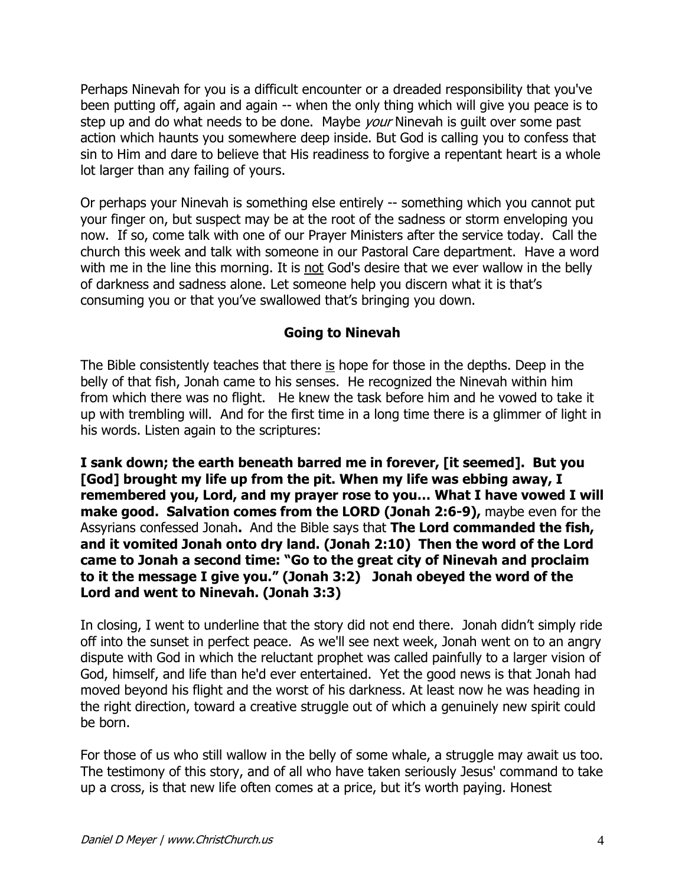Perhaps Ninevah for you is a difficult encounter or a dreaded responsibility that you've been putting off, again and again -- when the only thing which will give you peace is to step up and do what needs to be done. Maybe *your* Ninevah is guilt over some past action which haunts you somewhere deep inside. But God is calling you to confess that sin to Him and dare to believe that His readiness to forgive a repentant heart is a whole lot larger than any failing of yours.

Or perhaps your Ninevah is something else entirely -- something which you cannot put your finger on, but suspect may be at the root of the sadness or storm enveloping you now. If so, come talk with one of our Prayer Ministers after the service today. Call the church this week and talk with someone in our Pastoral Care department. Have a word with me in the line this morning. It is <u>not</u> God's desire that we ever wallow in the belly of darkness and sadness alone. Let someone help you discern what it is that's consuming you or that you've swallowed that's bringing you down.

## Going to Ninevah

The Bible consistently teaches that there <u>is</u> hope for those in the depths. Deep in the belly of that fish, Jonah came to his senses. He recognized the Ninevah within him from which there was no flight. He knew the task before him and he vowed to take it up with trembling will. And for the first time in a long time there is a glimmer of light in his words. Listen again to the scriptures:

**I sank down; the earth beneath barred me in forever, [it seemed]. But you [God] brought my life up from the pit. When my life was ebbing away, I remembered you, Lord, and my prayer rose to you… What I have vowed I will make good. Salvation comes from the LORD (Jonah 2:6-9),** maybe even for the Assyrians confessed Jonah**.** And the Bible says that **The Lord commanded the fish, and it vomited Jonah onto dry land. (Jonah 2:10) Then the word of the Lord came to Jonah a second time: "Go to the great city of Ninevah and proclaim to it the message I give you." (Jonah 3:2) Jonah obeyed the word of the Lord and went to Ninevah. (Jonah 3:3)**

In closing, I went to underline that the story did not end there. Jonah didn't simply ride off into the sunset in perfect peace. As we'll see next week, Jonah went on to an angry dispute with God in which the reluctant prophet was called painfully to a larger vision of God, himself, and life than he'd ever entertained. Yet the good news is that Jonah had moved beyond his flight and the worst of his darkness. At least now he was heading in the right direction, toward a creative struggle out of which a genuinely new spirit could be born.

For those of us who still wallow in the belly of some whale, a struggle may await us too. The testimony of this story, and of all who have taken seriously Jesus' command to take up a cross, is that new life often comes at a price, but it's worth paying. Honest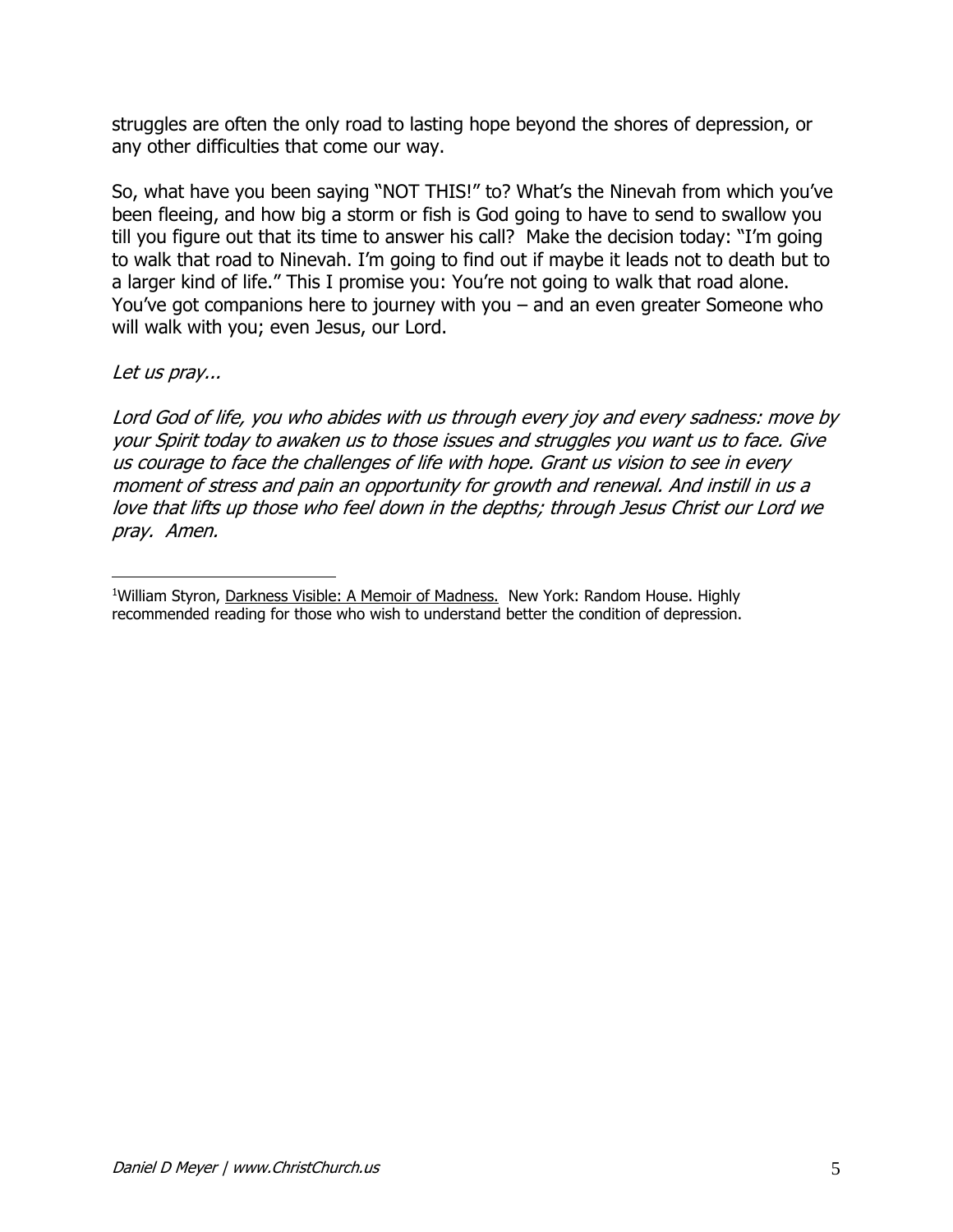struggles are often the only road to lasting hope beyond the shores of depression, or any other difficulties that come our way.

So, what have you been saying "NOT THIS!" to? What's the Ninevah from which you've been fleeing, and how big a storm or fish is God going to have to send to swallow you till you figure out that its time to answer his call? Make the decision today: "I'm going to walk that road to Ninevah. I'm going to find out if maybe it leads not to death but to a larger kind of life." This I promise you: You're not going to walk that road alone. You've got companions here to journey with you – and an even greater Someone who will walk with you; even Jesus, our Lord.

*Let us pray...*

*Lord God of life, you who abides with us through every joy and every sadness: move by your Spirit today to awaken us to those issues and struggles you want us to face. Give us courage to face the challenges of life with hope. Grant us vision to see in every moment of stress and pain an opportunity for growth and renewal. And instill in us a love that lifts up those who feel down in the depths; through Jesus Christ our Lord we pray. Amen.*

---

[1]William Styron, Darkness Visible: A Memoir of Madness. New York: Random House. Highly recommended reading for those who wish to understand better the condition of depression.